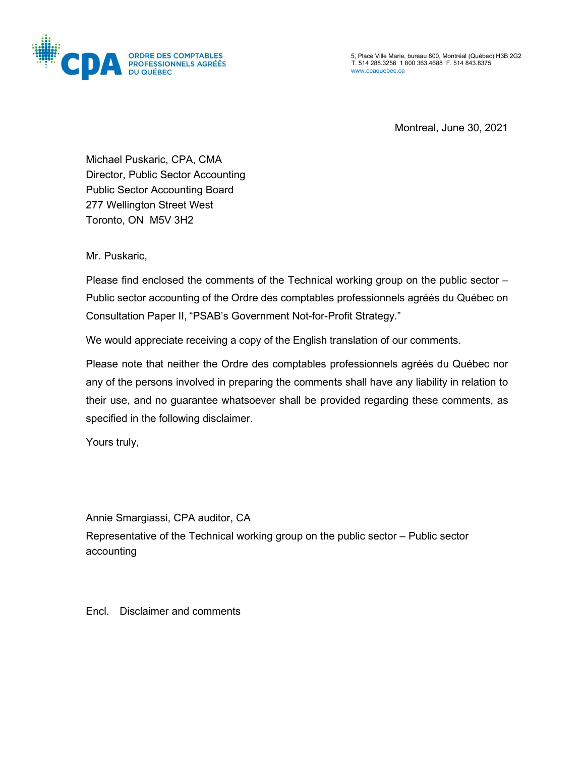ORDRE DES COMPTABLES PROFESSIONNELS AGRÉÉS DU QUÉBEC

5, Place Ville Marie, bureau 800, Montréal (Québec) H3B 2G2
T. 514 288.3256 1 800 363.4688 F. 514 843.8375
www.cpaquebec.ca

Montreal, June 30, 2021

Michael Puskaric, CPA, CMA
Director, Public Sector Accounting
Public Sector Accounting Board
277 Wellington Street West
Toronto, ON M5V 3H2

Mr. Puskaric,

Please find enclosed the comments of the Technical working group on the public sector – Public sector accounting of the Ordre des comptables professionnels agréés du Québec on Consultation Paper II, "PSAB's Government Not-for-Profit Strategy."

We would appreciate receiving a copy of the English translation of our comments.

Please note that neither the Ordre des comptables professionnels agréés du Québec nor any of the persons involved in preparing the comments shall have any liability in relation to their use, and no guarantee whatsoever shall be provided regarding these comments, as specified in the following disclaimer.

Yours truly,

Annie Smargiassi, CPA auditor, CA
Representative of the Technical working group on the public sector – Public sector accounting

Encl. Disclaimer and comments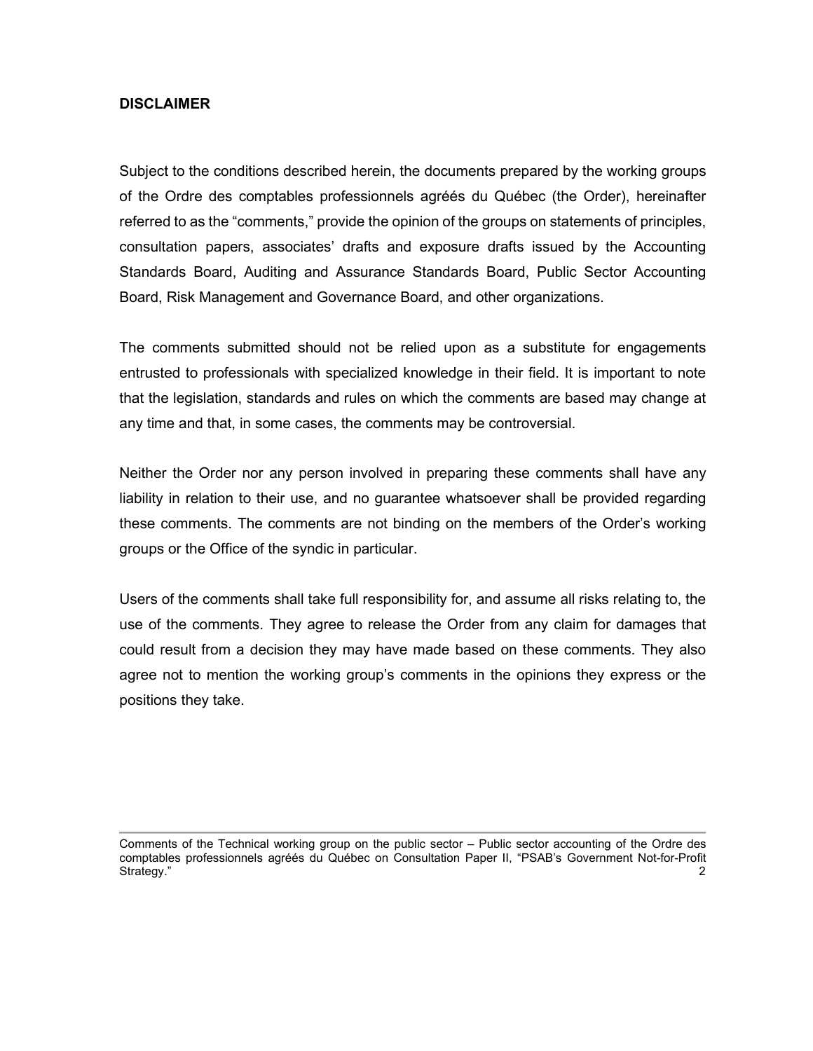## DISCLAIMER

Subject to the conditions described herein, the documents prepared by the working groups of the Ordre des comptables professionnels agréés du Québec (the Order), hereinafter referred to as the "comments," provide the opinion of the groups on statements of principles, consultation papers, associates' drafts and exposure drafts issued by the Accounting Standards Board, Auditing and Assurance Standards Board, Public Sector Accounting Board, Risk Management and Governance Board, and other organizations.

The comments submitted should not be relied upon as a substitute for engagements entrusted to professionals with specialized knowledge in their field. It is important to note that the legislation, standards and rules on which the comments are based may change at any time and that, in some cases, the comments may be controversial.

Neither the Order nor any person involved in preparing these comments shall have any liability in relation to their use, and no guarantee whatsoever shall be provided regarding these comments. The comments are not binding on the members of the Order's working groups or the Office of the syndic in particular.

Users of the comments shall take full responsibility for, and assume all risks relating to, the use of the comments. They agree to release the Order from any claim for damages that could result from a decision they may have made based on these comments. They also agree not to mention the working group's comments in the opinions they express or the positions they take.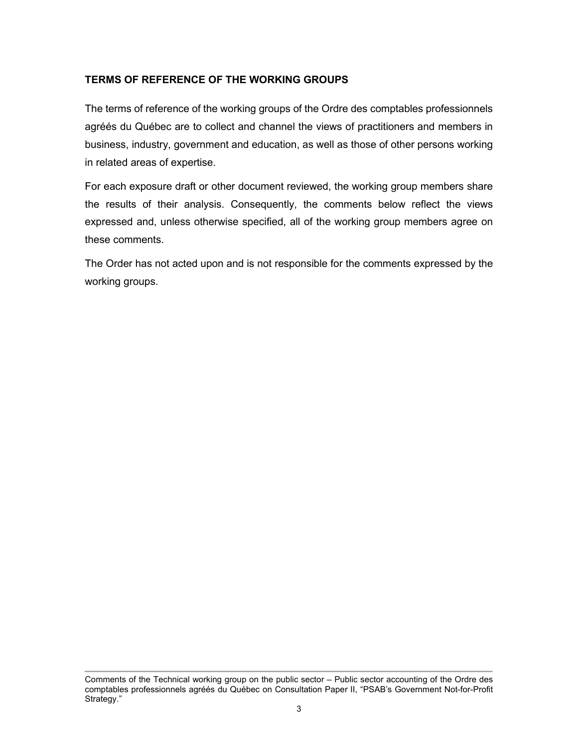## TERMS OF REFERENCE OF THE WORKING GROUPS

The terms of reference of the working groups of the Ordre des comptables professionnels agréés du Québec are to collect and channel the views of practitioners and members in business, industry, government and education, as well as those of other persons working in related areas of expertise.

For each exposure draft or other document reviewed, the working group members share the results of their analysis. Consequently, the comments below reflect the views expressed and, unless otherwise specified, all of the working group members agree on these comments.

The Order has not acted upon and is not responsible for the comments expressed by the working groups.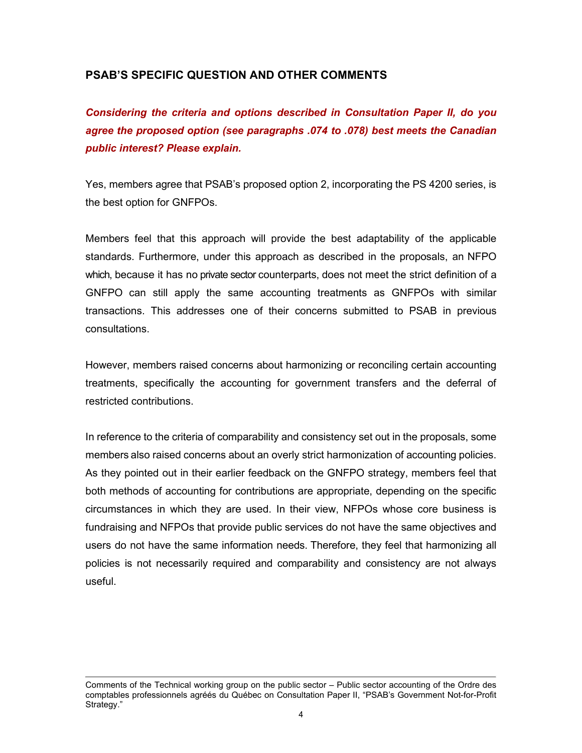## PSAB'S SPECIFIC QUESTION AND OTHER COMMENTS

***Considering the criteria and options described in Consultation Paper II, do you agree the proposed option (see paragraphs .074 to .078) best meets the Canadian public interest? Please explain.***

Yes, members agree that PSAB's proposed option 2, incorporating the PS 4200 series, is the best option for GNFPOs.

Members feel that this approach will provide the best adaptability of the applicable standards. Furthermore, under this approach as described in the proposals, an NFPO which, because it has no private sector counterparts, does not meet the strict definition of a GNFPO can still apply the same accounting treatments as GNFPOs with similar transactions. This addresses one of their concerns submitted to PSAB in previous consultations.

However, members raised concerns about harmonizing or reconciling certain accounting treatments, specifically the accounting for government transfers and the deferral of restricted contributions.

In reference to the criteria of comparability and consistency set out in the proposals, some members also raised concerns about an overly strict harmonization of accounting policies. As they pointed out in their earlier feedback on the GNFPO strategy, members feel that both methods of accounting for contributions are appropriate, depending on the specific circumstances in which they are used. In their view, NFPOs whose core business is fundraising and NFPOs that provide public services do not have the same objectives and users do not have the same information needs. Therefore, they feel that harmonizing all policies is not necessarily required and comparability and consistency are not always useful.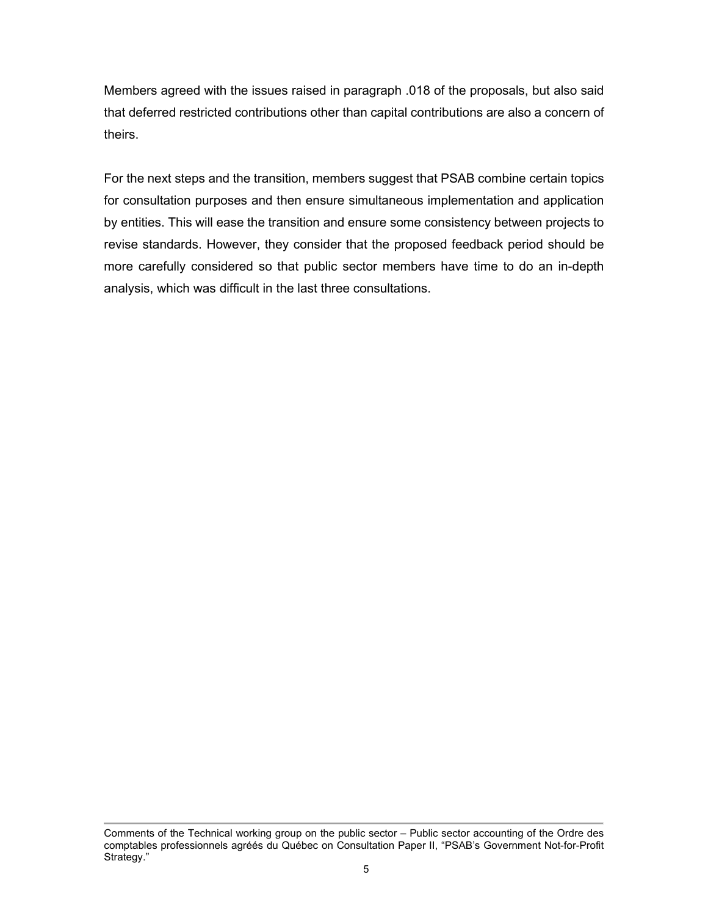Members agreed with the issues raised in paragraph .018 of the proposals, but also said that deferred restricted contributions other than capital contributions are also a concern of theirs.

For the next steps and the transition, members suggest that PSAB combine certain topics for consultation purposes and then ensure simultaneous implementation and application by entities. This will ease the transition and ensure some consistency between projects to revise standards. However, they consider that the proposed feedback period should be more carefully considered so that public sector members have time to do an in-depth analysis, which was difficult in the last three consultations.